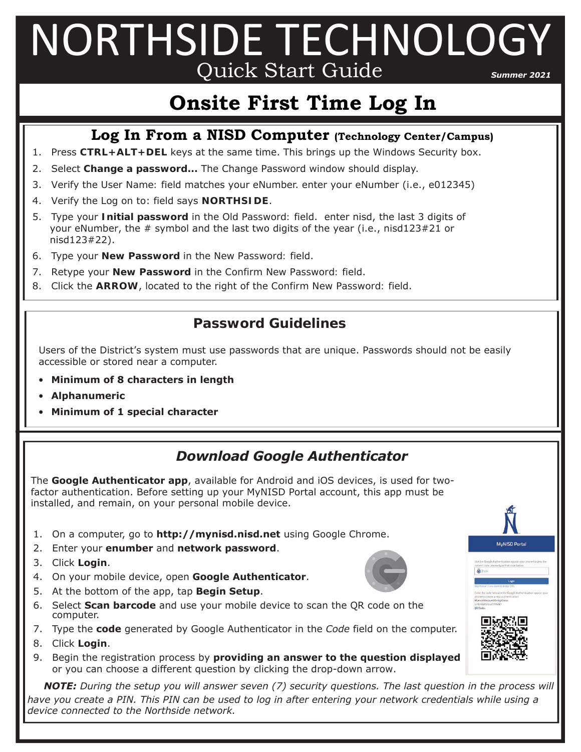# NORTHSIDE TECHNOLOGY

Quick Start Guide

***Summer 2021***

# Onsite First Time Log In

## Log In From a NISD Computer (Technology Center/Campus)

1. Press **CTRL+ALT+DEL** keys at the same time. This brings up the Windows Security box.
2. Select **Change a password...** The Change Password window should display.
3. Verify the User Name: field matches your eNumber. enter your eNumber (i.e., e012345)
4. Verify the Log on to: field says **NORTHSIDE**.
5. Type your **Initial password** in the Old Password: field. enter nisd, the last 3 digits of your eNumber, the # symbol and the last two digits of the year (i.e., nisd123#21 or nisd123#22).
6. Type your **New Password** in the New Password: field.
7. Retype your **New Password** in the Confirm New Password: field.
8. Click the **ARROW**, located to the right of the Confirm New Password: field.

## Password Guidelines

Users of the District's system must use passwords that are unique. Passwords should not be easily accessible or stored near a computer.

- **Minimum of 8 characters in length**
- **Alphanumeric**
- **Minimum of 1 special character**

## *Download Google Authenticator*

The **Google Authenticator app**, available for Android and iOS devices, is used for two-factor authentication. Before setting up your MyNISD Portal account, this app must be installed, and remain, on your personal mobile device.

1. On a computer, go to **http://mynisd.nisd.net** using Google Chrome.
2. Enter your **enumber** and **network password**.
3. Click **Login**.
4. On your mobile device, open **Google Authenticator**.
5. At the bottom of the app, tap **Begin Setup**.
6. Select **Scan barcode** and use your mobile device to scan the QR code on the computer.
7. Type the **code** generated by Google Authenticator in the *Code* field on the computer.
8. Click **Login**.
9. Begin the registration process by **providing an answer to the question displayed** or you can choose a different question by clicking the drop-down arrow.

***NOTE:*** *During the setup you will answer seven (7) security questions. The last question in the process will have you create a PIN. This PIN can be used to log in after entering your network credentials while using a device connected to the Northside network.*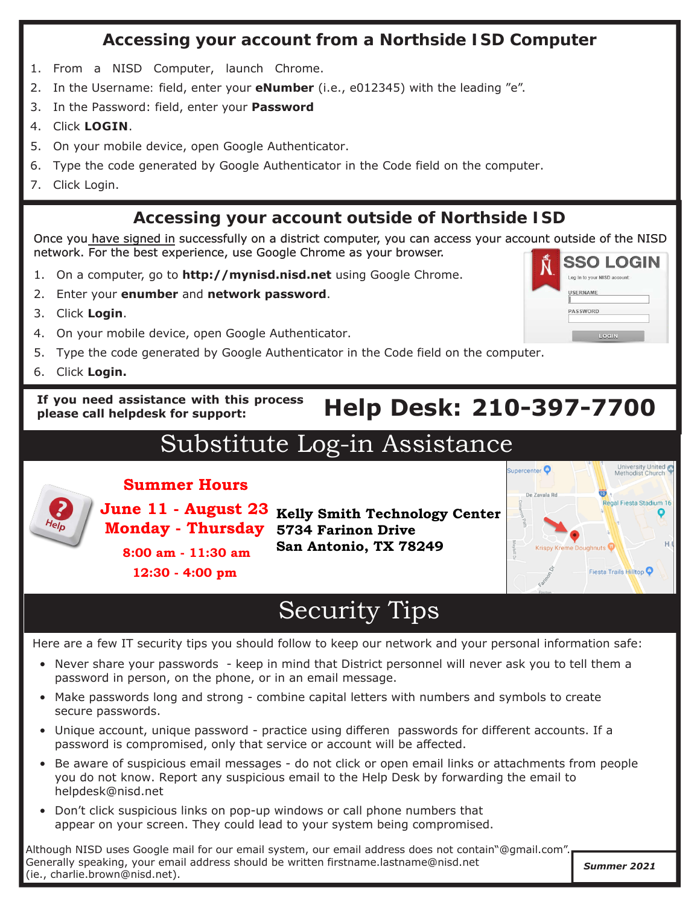## Accessing your account from a Northside ISD Computer

1. From a NISD Computer, launch Chrome.
2. In the Username: field, enter your **eNumber** (i.e., e012345) with the leading "e".
3. In the Password: field, enter your **Password**
4. Click **LOGIN**.
5. On your mobile device, open Google Authenticator.
6. Type the code generated by Google Authenticator in the Code field on the computer.
7. Click Login.

## Accessing your account outside of Northside ISD

Once you have signed in successfully on a district computer, you can access your account outside of the NISD network. For the best experience, use Google Chrome as your browser.

1. On a computer, go to **http://mynisd.nisd.net** using Google Chrome.
2. Enter your **enumber** and **network password**.
3. Click **Login**.
4. On your mobile device, open Google Authenticator.
5. Type the code generated by Google Authenticator in the Code field on the computer.
6. Click **Login.**

SSO LOGIN
Log in to your NISD account
USERNAME
PASSWORD
LOGIN

**If you need assistance with this process please call helpdesk for support:**

# Help Desk: 210-397-7700

# Substitute Log-in Assistance

**Summer Hours**

**June 11 - August 23**
**Monday - Thursday**
**8:00 am - 11:30 am**
**12:30 - 4:00 pm**

**Kelly Smith Technology Center**
**5734 Farinon Drive**
**San Antonio, TX 78249**

# Security Tips

Here are a few IT security tips you should follow to keep our network and your personal information safe:

- Never share your passwords - keep in mind that District personnel will never ask you to tell them a password in person, on the phone, or in an email message.
- Make passwords long and strong - combine capital letters with numbers and symbols to create secure passwords.
- Unique account, unique password - practice using differen passwords for different accounts. If a password is compromised, only that service or account will be affected.
- Be aware of suspicious email messages - do not click or open email links or attachments from people you do not know. Report any suspicious email to the Help Desk by forwarding the email to helpdesk@nisd.net
- Don't click suspicious links on pop-up windows or call phone numbers that appear on your screen. They could lead to your system being compromised.

Although NISD uses Google mail for our email system, our email address does not contain"@gmail.com". Generally speaking, your email address should be written firstname.lastname@nisd.net (ie., charlie.brown@nisd.net).

***Summer 2021***